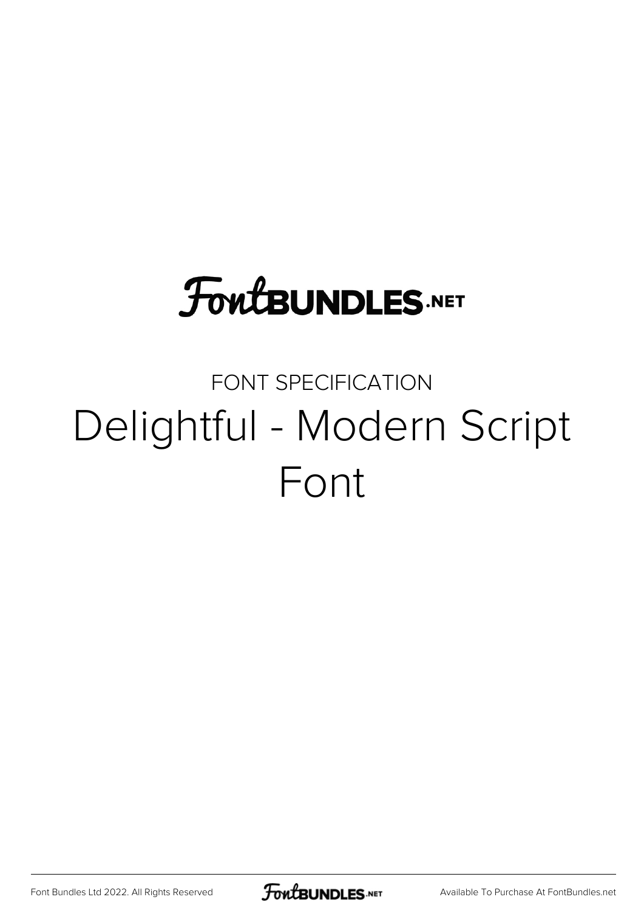FontBUNDLES.NET

FONT SPECIFICATION

# Delightful - Modern Script Font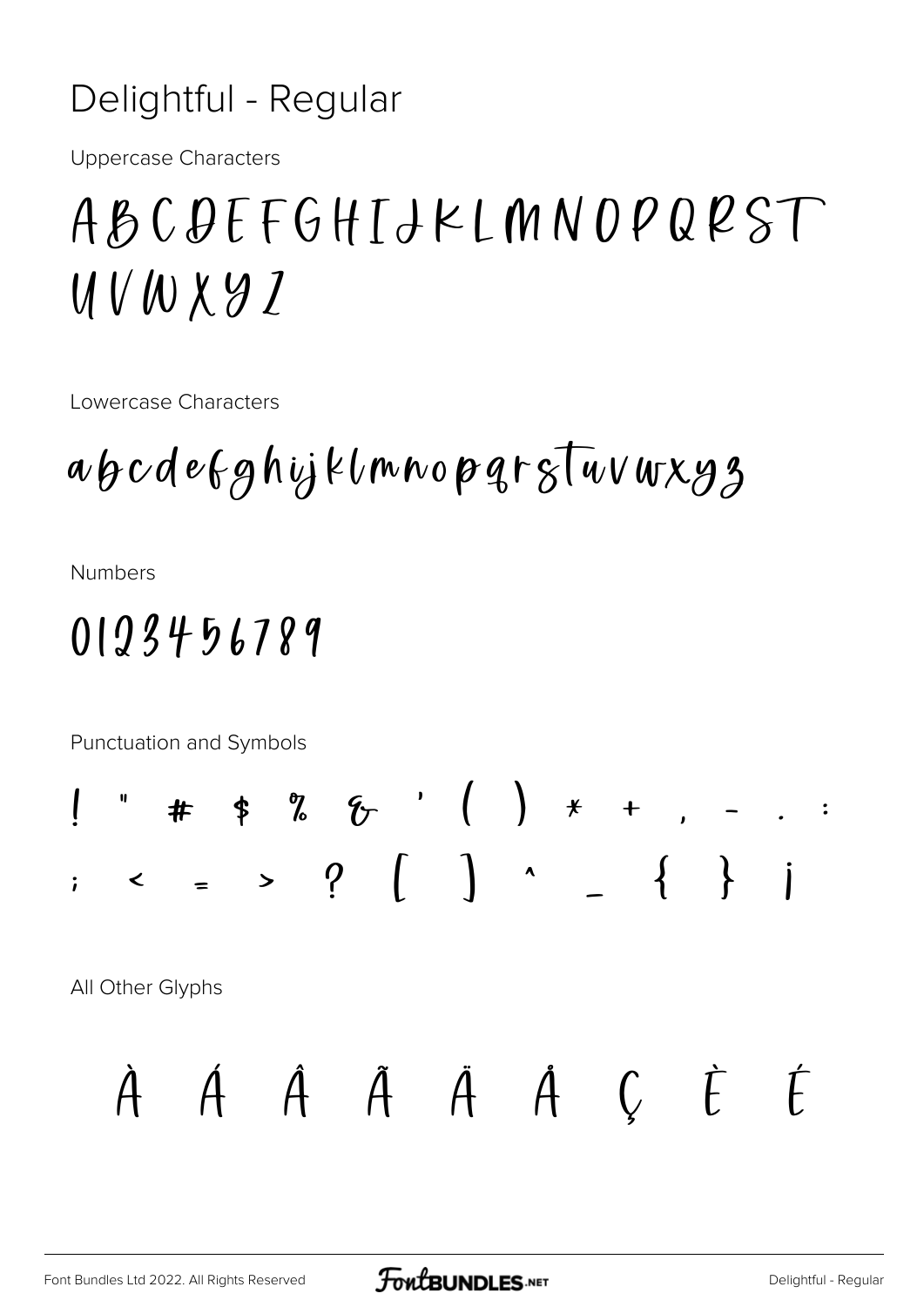# Delightful - Regular

Uppercase Characters

ABCDEFGHIJKLMNOPQRST
UVWXYZ

Lowercase Characters

abcdefghijklmnopqrstuvwxyz

Numbers

0123456789

Punctuation and Symbols

! " # $ % & ' ( ) * + , - . :
; < = > ? [ ] ^ _ { } ¡

All Other Glyphs

À Á Â Ã Ä Å Ç È É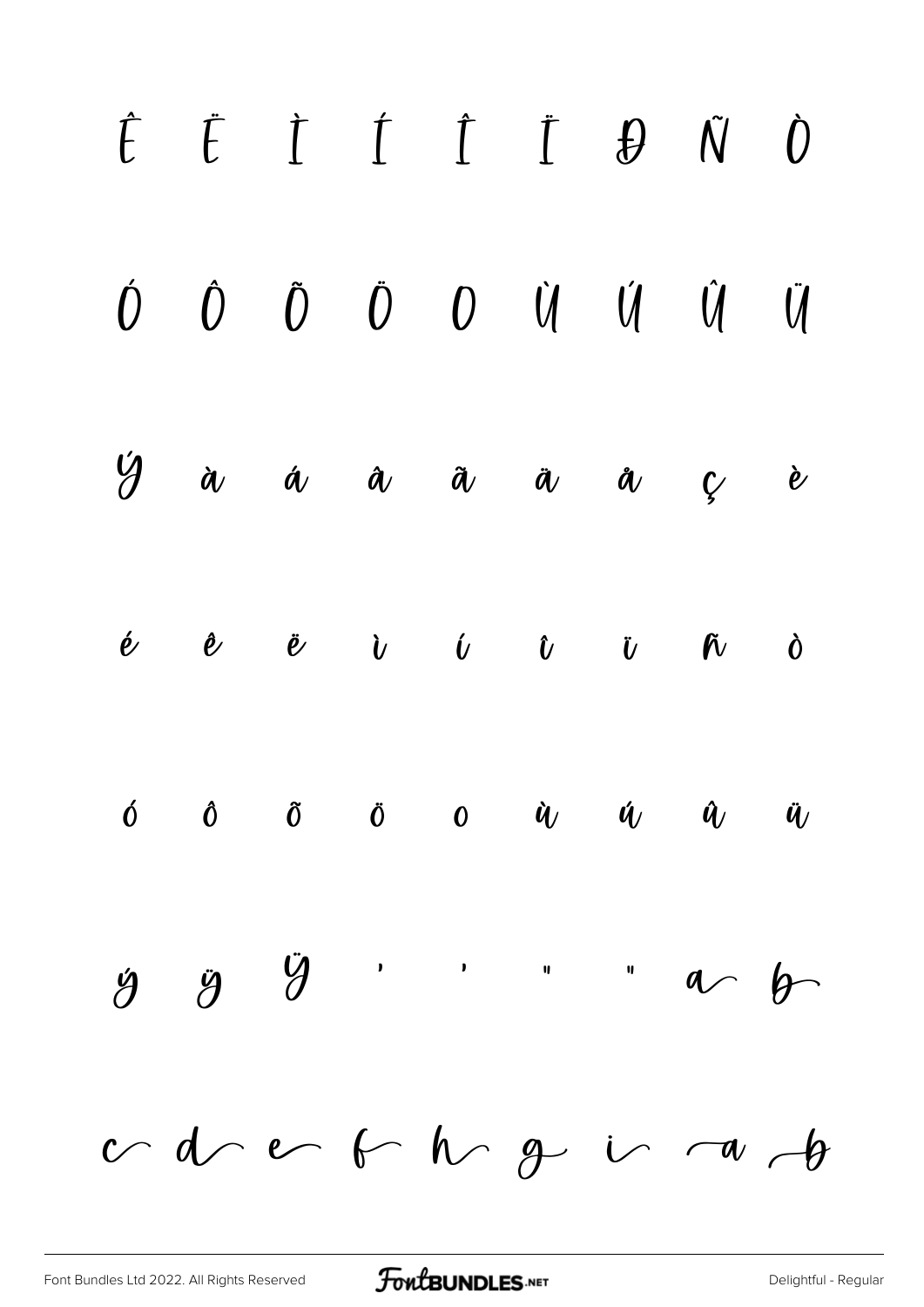Ê Ë Ì Í Î Ï Ð Ñ Ò

Ó Ô Õ Ö Ø Ù Ú Û Ü

Ý à á â ã ä å ç è

é ê ë ì í î ï ñ ò

ó ô õ ö ø ù ú û ü

ý ÿ Ÿ ' ' " " a b

c d e f h g i a b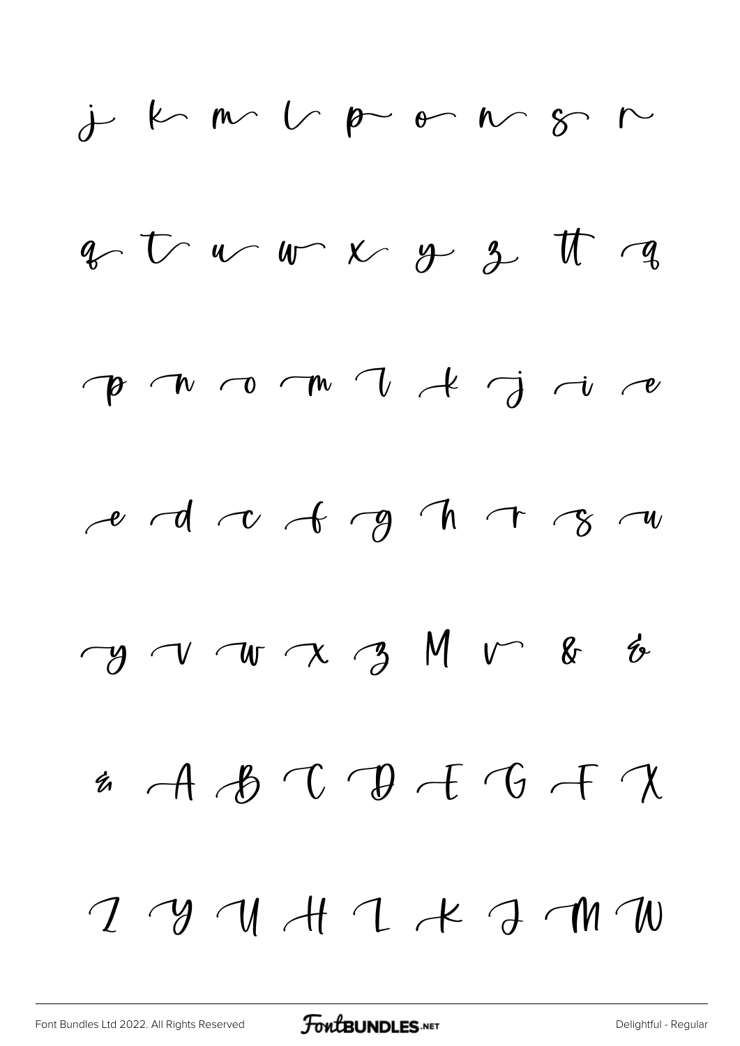j k m l p o n s r

q t u w x y z tt q

p n o m l k j i e

e d c f g h r s u

y v w x z M v & &

& A B C D E G F X

I Y U H L K J M W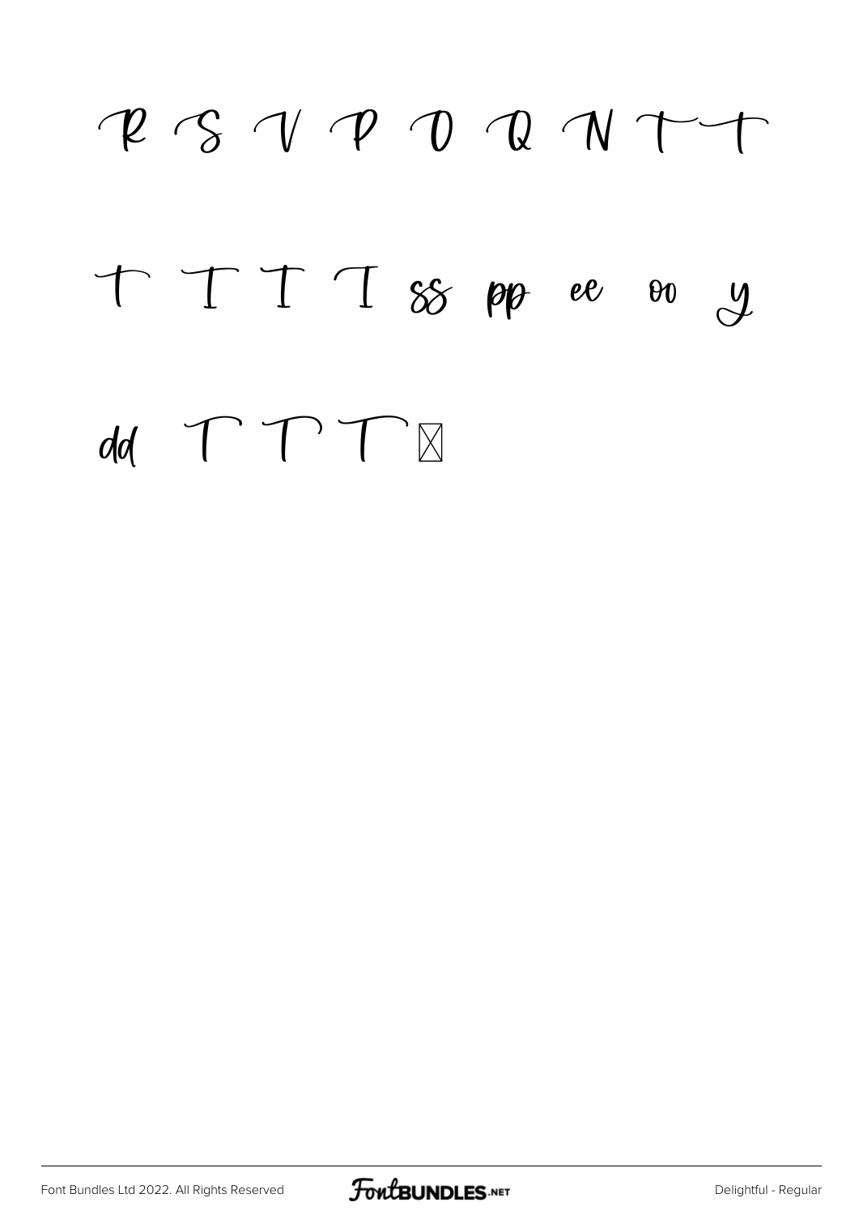R S V P O Q N T T

T T T T ss pp ee oo y

dd T T T ☒